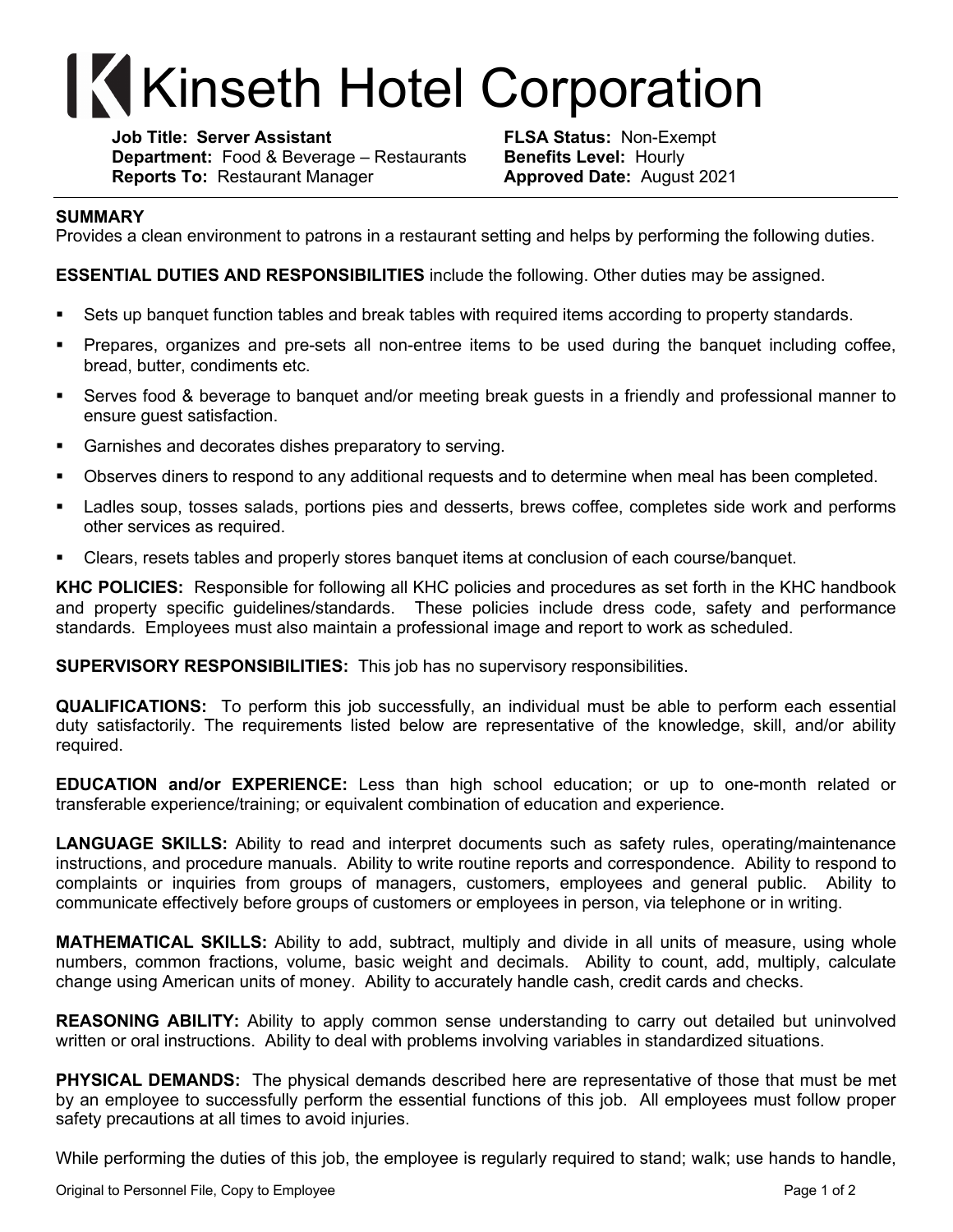# Kinseth Hotel Corporation

**Job Title: Server Assistant**
**Department:** Food & Beverage – Restaurants
**Reports To:** Restaurant Manager

**FLSA Status:** Non-Exempt
**Benefits Level:** Hourly
**Approved Date:** August 2021

**SUMMARY**
Provides a clean environment to patrons in a restaurant setting and helps by performing the following duties.

**ESSENTIAL DUTIES AND RESPONSIBILITIES** include the following. Other duties may be assigned.

- Sets up banquet function tables and break tables with required items according to property standards.
- Prepares, organizes and pre-sets all non-entree items to be used during the banquet including coffee, bread, butter, condiments etc.
- Serves food & beverage to banquet and/or meeting break guests in a friendly and professional manner to ensure guest satisfaction.
- Garnishes and decorates dishes preparatory to serving.
- Observes diners to respond to any additional requests and to determine when meal has been completed.
- Ladles soup, tosses salads, portions pies and desserts, brews coffee, completes side work and performs other services as required.
- Clears, resets tables and properly stores banquet items at conclusion of each course/banquet.

**KHC POLICIES:** Responsible for following all KHC policies and procedures as set forth in the KHC handbook and property specific guidelines/standards. These policies include dress code, safety and performance standards. Employees must also maintain a professional image and report to work as scheduled.

**SUPERVISORY RESPONSIBILITIES:** This job has no supervisory responsibilities.

**QUALIFICATIONS:** To perform this job successfully, an individual must be able to perform each essential duty satisfactorily. The requirements listed below are representative of the knowledge, skill, and/or ability required.

**EDUCATION and/or EXPERIENCE:** Less than high school education; or up to one-month related or transferable experience/training; or equivalent combination of education and experience.

**LANGUAGE SKILLS:** Ability to read and interpret documents such as safety rules, operating/maintenance instructions, and procedure manuals. Ability to write routine reports and correspondence. Ability to respond to complaints or inquiries from groups of managers, customers, employees and general public. Ability to communicate effectively before groups of customers or employees in person, via telephone or in writing.

**MATHEMATICAL SKILLS:** Ability to add, subtract, multiply and divide in all units of measure, using whole numbers, common fractions, volume, basic weight and decimals. Ability to count, add, multiply, calculate change using American units of money. Ability to accurately handle cash, credit cards and checks.

**REASONING ABILITY:** Ability to apply common sense understanding to carry out detailed but uninvolved written or oral instructions. Ability to deal with problems involving variables in standardized situations.

**PHYSICAL DEMANDS:** The physical demands described here are representative of those that must be met by an employee to successfully perform the essential functions of this job. All employees must follow proper safety precautions at all times to avoid injuries.

While performing the duties of this job, the employee is regularly required to stand; walk; use hands to handle,

Original to Personnel File, Copy to Employee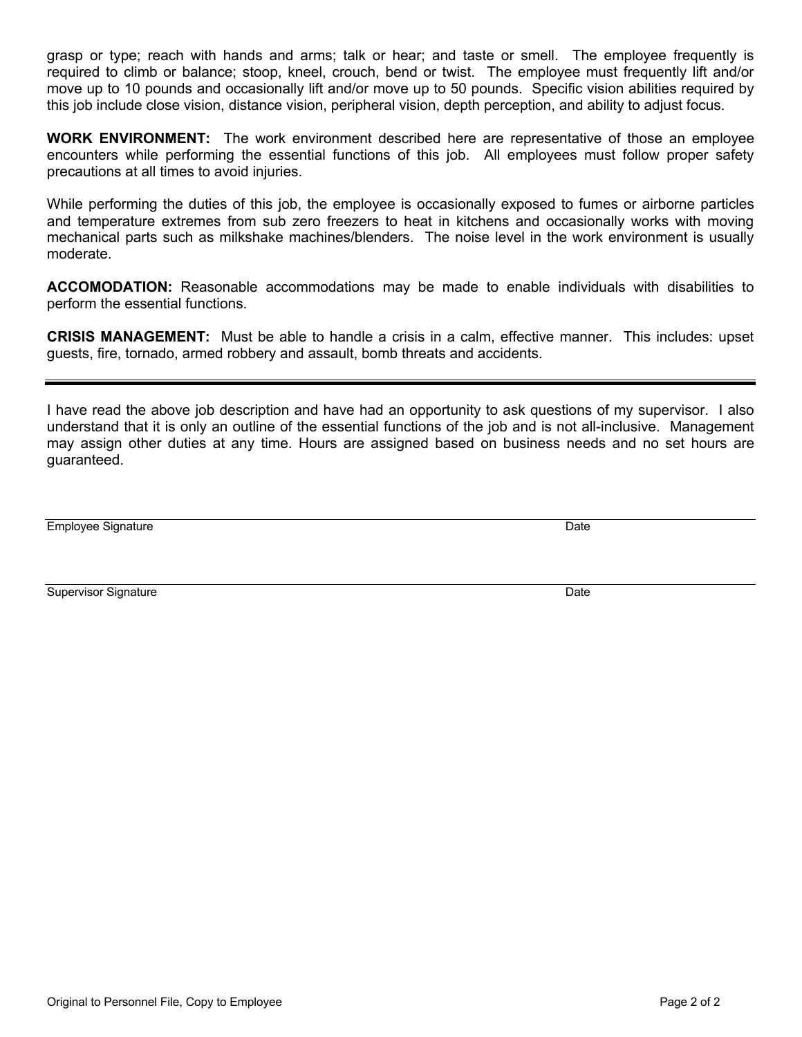grasp or type; reach with hands and arms; talk or hear; and taste or smell. The employee frequently is required to climb or balance; stoop, kneel, crouch, bend or twist. The employee must frequently lift and/or move up to 10 pounds and occasionally lift and/or move up to 50 pounds. Specific vision abilities required by this job include close vision, distance vision, peripheral vision, depth perception, and ability to adjust focus.

**WORK ENVIRONMENT:** The work environment described here are representative of those an employee encounters while performing the essential functions of this job. All employees must follow proper safety precautions at all times to avoid injuries.

While performing the duties of this job, the employee is occasionally exposed to fumes or airborne particles and temperature extremes from sub zero freezers to heat in kitchens and occasionally works with moving mechanical parts such as milkshake machines/blenders. The noise level in the work environment is usually moderate.

**ACCOMODATION:** Reasonable accommodations may be made to enable individuals with disabilities to perform the essential functions.

**CRISIS MANAGEMENT:** Must be able to handle a crisis in a calm, effective manner. This includes: upset guests, fire, tornado, armed robbery and assault, bomb threats and accidents.

---

I have read the above job description and have had an opportunity to ask questions of my supervisor. I also understand that it is only an outline of the essential functions of the job and is not all-inclusive. Management may assign other duties at any time. Hours are assigned based on business needs and no set hours are guaranteed.

Employee Signature Date

Supervisor Signature Date

Original to Personnel File, Copy to Employee